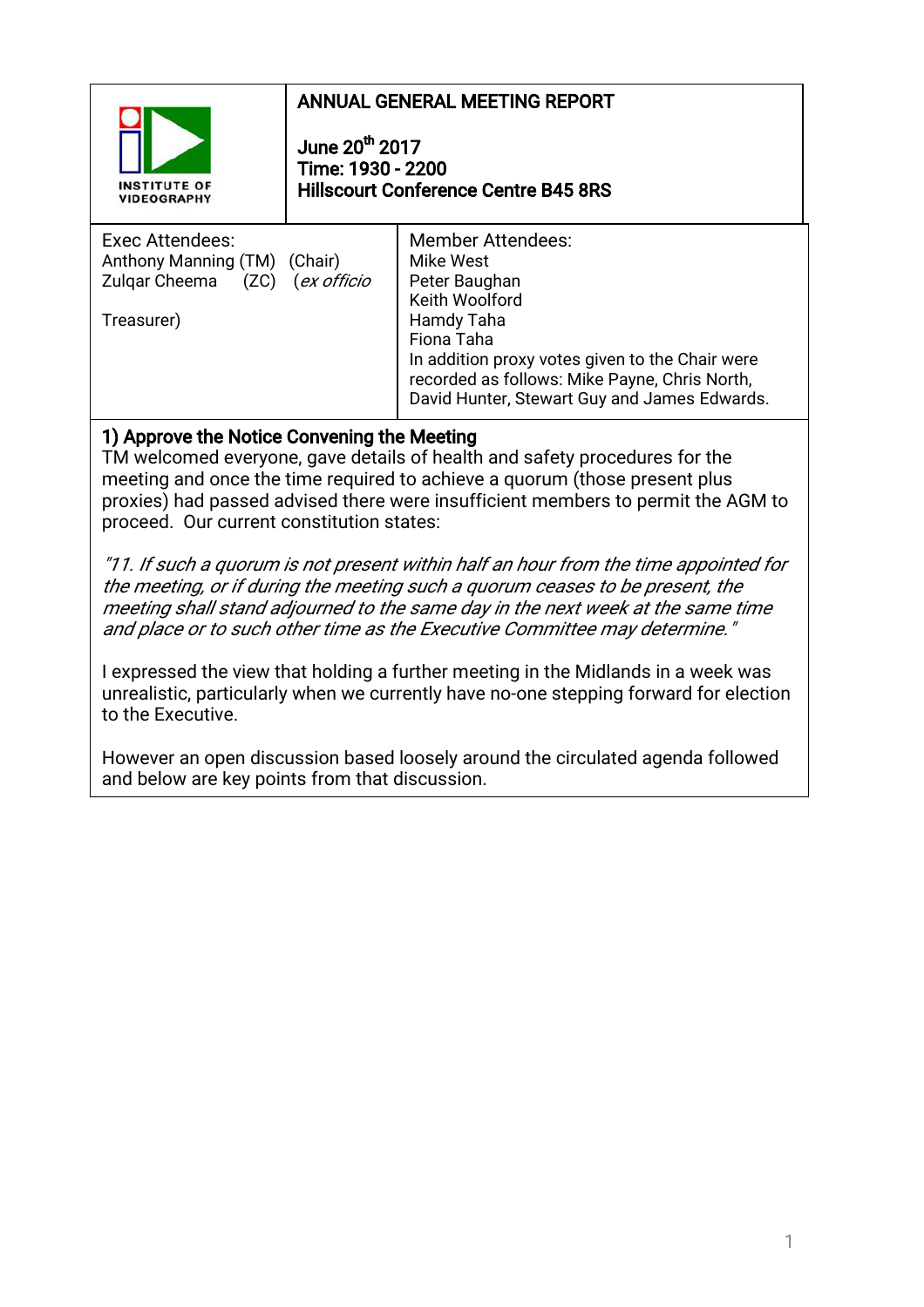| INSTITUTE OF VIDEOGRAPHY | **ANNUAL GENERAL MEETING REPORT**<br><br>**June 20th 2017**<br>**Time: 1930 - 2200**<br>**Hillscourt Conference Centre B45 8RS** |
|---|---|

| Exec Attendees: | Member Attendees: |
|---|---|
| Anthony Manning (TM) (Chair)<br>Zulqar Cheema (ZC) (*ex officio* Treasurer) | Mike West<br>Peter Baughan<br>Keith Woolford<br>Hamdy Taha<br>Fiona Taha<br>In addition proxy votes given to the Chair were recorded as follows: Mike Payne, Chris North, David Hunter, Stewart Guy and James Edwards. |

## 1) Approve the Notice Convening the Meeting

TM welcomed everyone, gave details of health and safety procedures for the meeting and once the time required to achieve a quorum (those present plus proxies) had passed advised there were insufficient members to permit the AGM to proceed. Our current constitution states:

*"11. If such a quorum is not present within half an hour from the time appointed for the meeting, or if during the meeting such a quorum ceases to be present, the meeting shall stand adjourned to the same day in the next week at the same time and place or to such other time as the Executive Committee may determine."*

I expressed the view that holding a further meeting in the Midlands in a week was unrealistic, particularly when we currently have no-one stepping forward for election to the Executive.

However an open discussion based loosely around the circulated agenda followed and below are key points from that discussion.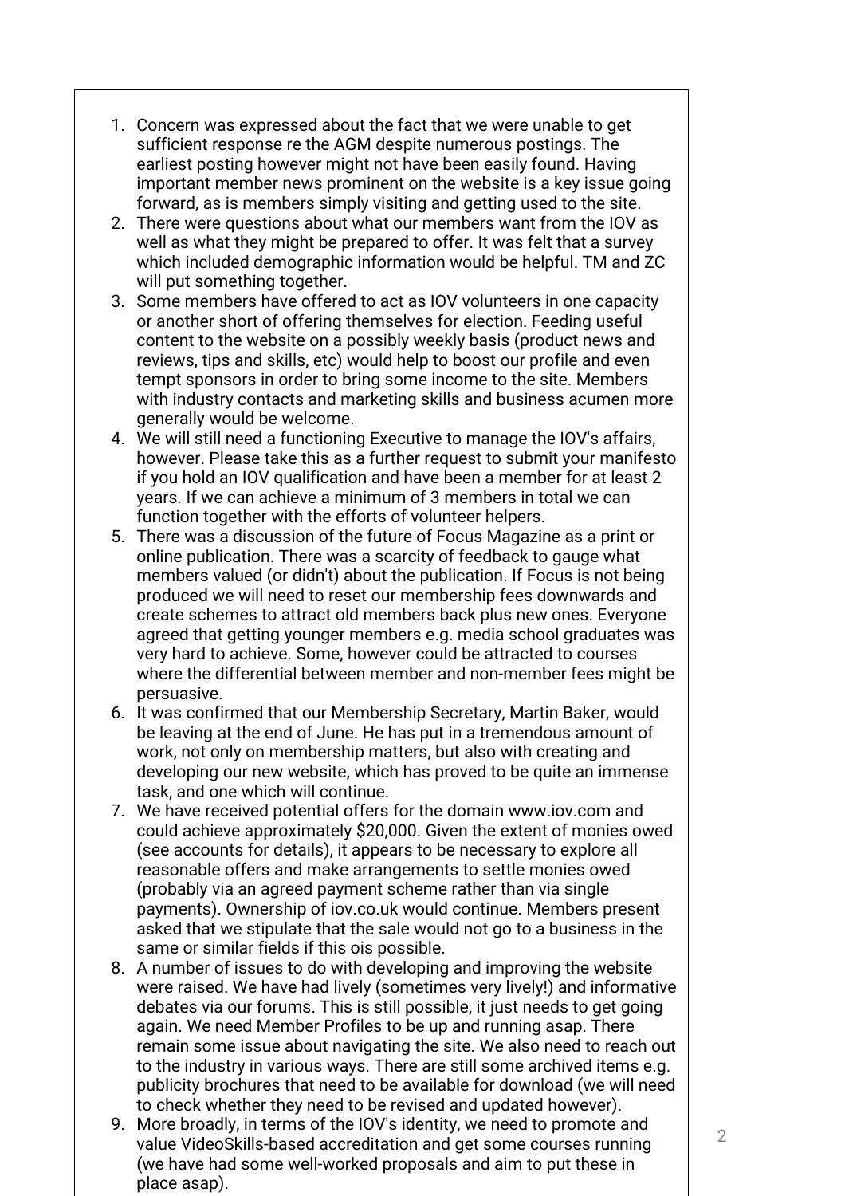1. Concern was expressed about the fact that we were unable to get sufficient response re the AGM despite numerous postings. The earliest posting however might not have been easily found. Having important member news prominent on the website is a key issue going forward, as is members simply visiting and getting used to the site.
2. There were questions about what our members want from the IOV as well as what they might be prepared to offer. It was felt that a survey which included demographic information would be helpful. TM and ZC will put something together.
3. Some members have offered to act as IOV volunteers in one capacity or another short of offering themselves for election. Feeding useful content to the website on a possibly weekly basis (product news and reviews, tips and skills, etc) would help to boost our profile and even tempt sponsors in order to bring some income to the site. Members with industry contacts and marketing skills and business acumen more generally would be welcome.
4. We will still need a functioning Executive to manage the IOV's affairs, however. Please take this as a further request to submit your manifesto if you hold an IOV qualification and have been a member for at least 2 years. If we can achieve a minimum of 3 members in total we can function together with the efforts of volunteer helpers.
5. There was a discussion of the future of Focus Magazine as a print or online publication. There was a scarcity of feedback to gauge what members valued (or didn't) about the publication. If Focus is not being produced we will need to reset our membership fees downwards and create schemes to attract old members back plus new ones. Everyone agreed that getting younger members e.g. media school graduates was very hard to achieve. Some, however could be attracted to courses where the differential between member and non-member fees might be persuasive.
6. It was confirmed that our Membership Secretary, Martin Baker, would be leaving at the end of June. He has put in a tremendous amount of work, not only on membership matters, but also with creating and developing our new website, which has proved to be quite an immense task, and one which will continue.
7. We have received potential offers for the domain www.iov.com and could achieve approximately $20,000. Given the extent of monies owed (see accounts for details), it appears to be necessary to explore all reasonable offers and make arrangements to settle monies owed (probably via an agreed payment scheme rather than via single payments). Ownership of iov.co.uk would continue. Members present asked that we stipulate that the sale would not go to a business in the same or similar fields if this ois possible.
8. A number of issues to do with developing and improving the website were raised. We have had lively (sometimes very lively!) and informative debates via our forums. This is still possible, it just needs to get going again. We need Member Profiles to be up and running asap. There remain some issue about navigating the site. We also need to reach out to the industry in various ways. There are still some archived items e.g. publicity brochures that need to be available for download (we will need to check whether they need to be revised and updated however).
9. More broadly, in terms of the IOV's identity, we need to promote and value VideoSkills-based accreditation and get some courses running (we have had some well-worked proposals and aim to put these in place asap).